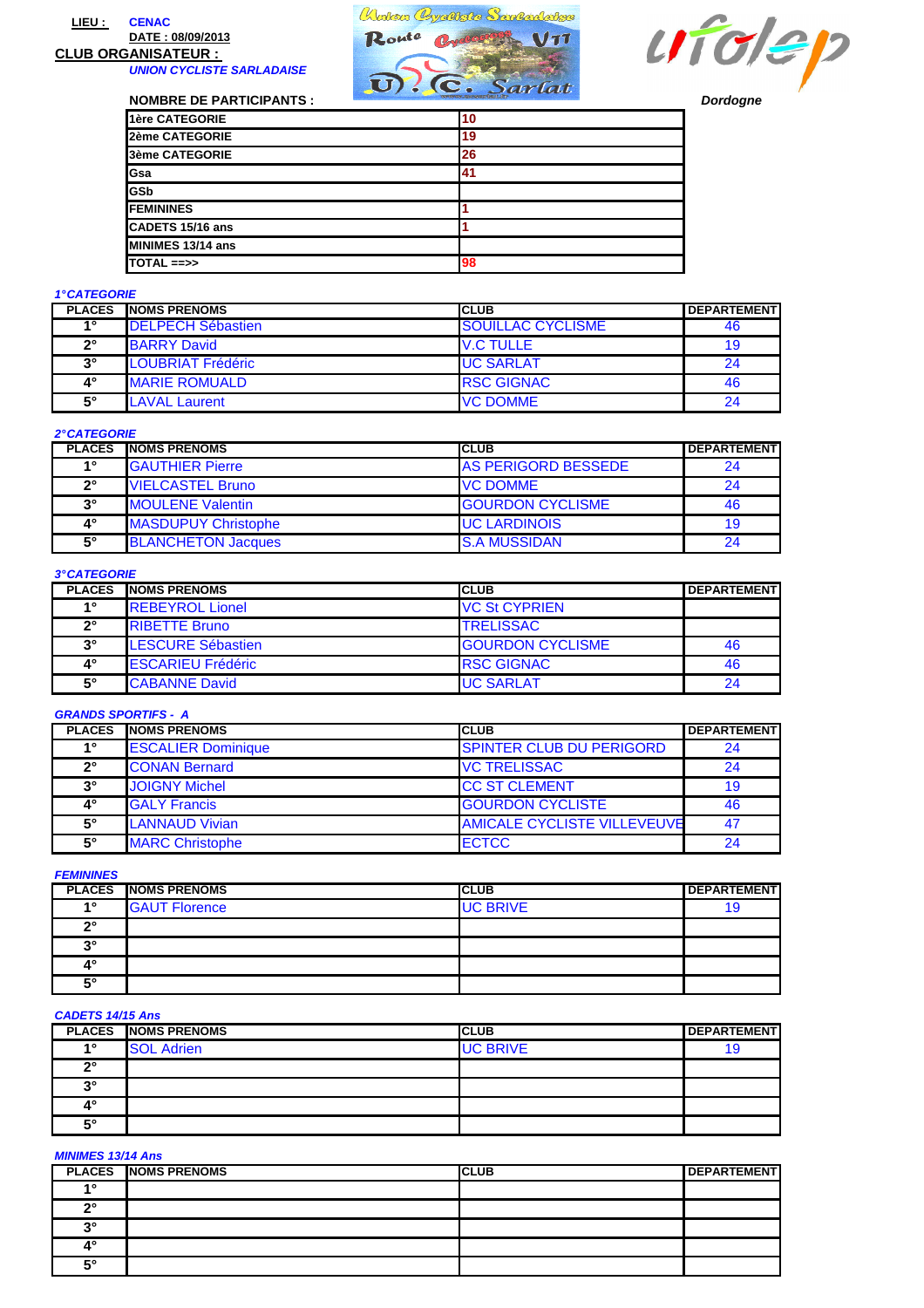**LIEU :** CENAC

**DATE : 08/09/2013**

**CLUB ORGANISATEUR :**

*UNION CYCLISTE SARLADAISE*

*Dordogne*

**NOMBRE DE PARTICIPANTS :**

| | |
|---|---|
| 1ère CATEGORIE | 10 |
| 2ème CATEGORIE | 19 |
| 3ème CATEGORIE | 26 |
| Gsa | 41 |
| GSb | |
| FEMININES | 1 |
| CADETS 15/16 ans | 1 |
| MINIMES 13/14 ans | |
| TOTAL ==>> | 98 |

*1°CATEGORIE*

| PLACES | NOMS PRENOMS | CLUB | DEPARTEMENT |
|---|---|---|---|
| 1° | DELPECH Sébastien | SOUILLAC CYCLISME | 46 |
| 2° | BARRY David | V.C TULLE | 19 |
| 3° | LOUBRIAT Frédéric | UC SARLAT | 24 |
| 4° | MARIE ROMUALD | RSC GIGNAC | 46 |
| 5° | LAVAL Laurent | VC DOMME | 24 |

*2°CATEGORIE*

| PLACES | NOMS PRENOMS | CLUB | DEPARTEMENT |
|---|---|---|---|
| 1° | GAUTHIER Pierre | AS PERIGORD BESSEDE | 24 |
| 2° | VIELCASTEL Bruno | VC DOMME | 24 |
| 3° | MOULENE Valentin | GOURDON CYCLISME | 46 |
| 4° | MASDUPUY Christophe | UC LARDINOIS | 19 |
| 5° | BLANCHETON Jacques | S.A MUSSIDAN | 24 |

*3°CATEGORIE*

| PLACES | NOMS PRENOMS | CLUB | DEPARTEMENT |
|---|---|---|---|
| 1° | REBEYROL Lionel | VC St CYPRIEN | |
| 2° | RIBETTE Bruno | TRELISSAC | |
| 3° | LESCURE Sébastien | GOURDON CYCLISME | 46 |
| 4° | ESCARIEU Frédéric | RSC GIGNAC | 46 |
| 5° | CABANNE David | UC SARLAT | 24 |

*GRANDS SPORTIFS - A*

| PLACES | NOMS PRENOMS | CLUB | DEPARTEMENT |
|---|---|---|---|
| 1° | ESCALIER Dominique | SPINTER CLUB DU PERIGORD | 24 |
| 2° | CONAN Bernard | VC TRELISSAC | 24 |
| 3° | JOIGNY Michel | CC ST CLEMENT | 19 |
| 4° | GALY Francis | GOURDON CYCLISTE | 46 |
| 5° | LANNAUD Vivian | AMICALE CYCLISTE VILLEVEUVE | 47 |
| 5° | MARC Christophe | ECTCC | 24 |

*FEMININES*

| PLACES | NOMS PRENOMS | CLUB | DEPARTEMENT |
|---|---|---|---|
| 1° | GAUT Florence | UC BRIVE | 19 |
| 2° | | | |
| 3° | | | |
| 4° | | | |
| 5° | | | |

*CADETS 14/15 Ans*

| PLACES | NOMS PRENOMS | CLUB | DEPARTEMENT |
|---|---|---|---|
| 1° | SOL Adrien | UC BRIVE | 19 |
| 2° | | | |
| 3° | | | |
| 4° | | | |
| 5° | | | |

*MINIMES 13/14 Ans*

| PLACES | NOMS PRENOMS | CLUB | DEPARTEMENT |
|---|---|---|---|
| 1° | | | |
| 2° | | | |
| 3° | | | |
| 4° | | | |
| 5° | | | |